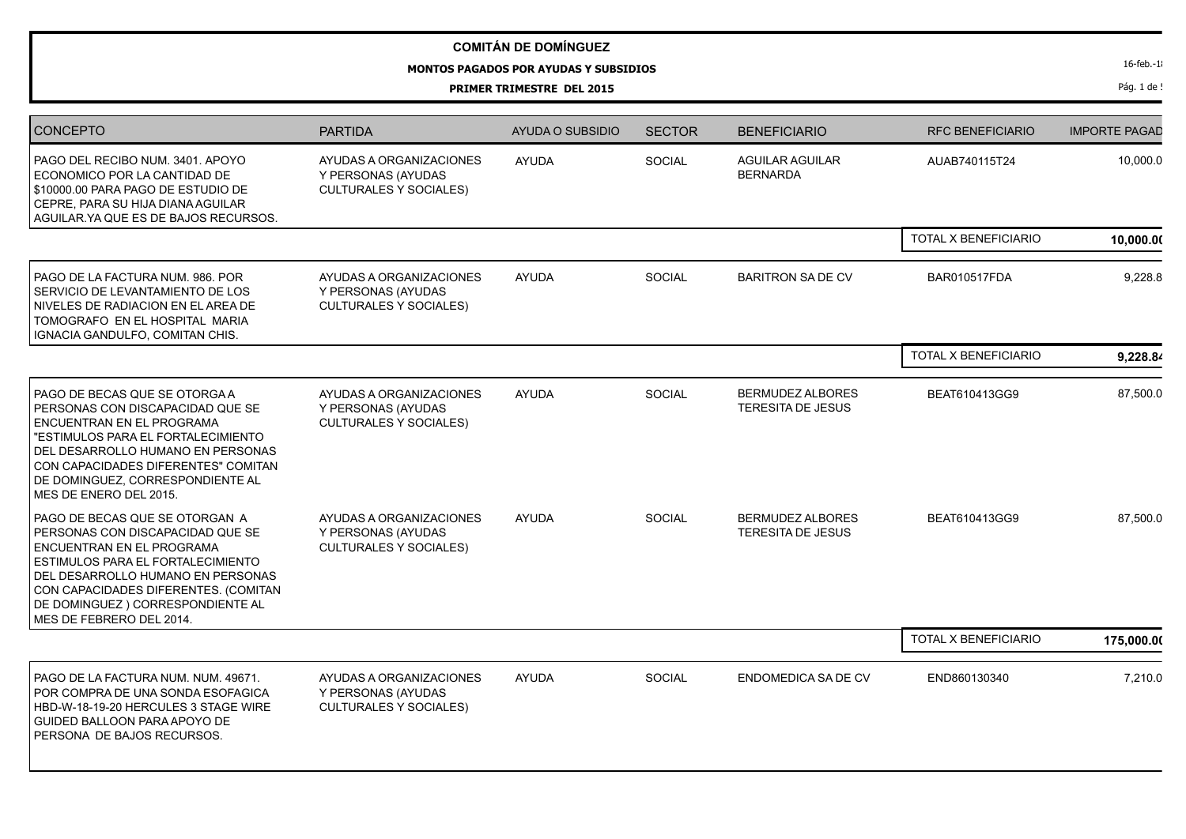# COMITÁN DE DOMÍNGUEZ

## MONTOS PAGADOS POR AYUDAS Y SUBSIDIOS

### PRIMER TRIMESTRE DEL 2015

| CONCEPTO | PARTIDA | AYUDA O SUBSIDIO | SECTOR | BENEFICIARIO | RFC BENEFICIARIO | IMPORTE PAGAD |
|---|---|---|---|---|---|---|
| PAGO DEL RECIBO NUM. 3401. APOYO ECONOMICO POR LA CANTIDAD DE \$10000.00 PARA PAGO DE ESTUDIO DE CEPRE, PARA SU HIJA DIANA AGUILAR AGUILAR.YA QUE ES DE BAJOS RECURSOS. | AYUDAS A ORGANIZACIONES Y PERSONAS (AYUDAS CULTURALES Y SOCIALES) | AYUDA | SOCIAL | AGUILAR AGUILAR BERNARDA | AUAB740115T24 | 10,000.0 |
| | | | | | TOTAL X BENEFICIARIO | **10,000.0** |
| PAGO DE LA FACTURA NUM. 986. POR SERVICIO DE LEVANTAMIENTO DE LOS NIVELES DE RADIACION EN EL AREA DE TOMOGRAFO EN EL HOSPITAL MARIA IGNACIA GANDULFO, COMITAN CHIS. | AYUDAS A ORGANIZACIONES Y PERSONAS (AYUDAS CULTURALES Y SOCIALES) | AYUDA | SOCIAL | BARITRON SA DE CV | BAR010517FDA | 9,228.8 |
| | | | | | TOTAL X BENEFICIARIO | **9,228.84** |
| PAGO DE BECAS QUE SE OTORGA A PERSONAS CON DISCAPACIDAD QUE SE ENCUENTRAN EN EL PROGRAMA "ESTIMULOS PARA EL FORTALECIMIENTO DEL DESARROLLO HUMANO EN PERSONAS CON CAPACIDADES DIFERENTES" COMITAN DE DOMINGUEZ, CORRESPONDIENTE AL MES DE ENERO DEL 2015. | AYUDAS A ORGANIZACIONES Y PERSONAS (AYUDAS CULTURALES Y SOCIALES) | AYUDA | SOCIAL | BERMUDEZ ALBORES TERESITA DE JESUS | BEAT610413GG9 | 87,500.0 |
| PAGO DE BECAS QUE SE OTORGAN A PERSONAS CON DISCAPACIDAD QUE SE ENCUENTRAN EN EL PROGRAMA ESTIMULOS PARA EL FORTALECIMIENTO DEL DESARROLLO HUMANO EN PERSONAS CON CAPACIDADES DIFERENTES. (COMITAN DE DOMINGUEZ ) CORRESPONDIENTE AL MES DE FEBRERO DEL 2014. | AYUDAS A ORGANIZACIONES Y PERSONAS (AYUDAS CULTURALES Y SOCIALES) | AYUDA | SOCIAL | BERMUDEZ ALBORES TERESITA DE JESUS | BEAT610413GG9 | 87,500.0 |
| | | | | | TOTAL X BENEFICIARIO | **175,000.0** |
| PAGO DE LA FACTURA NUM. NUM. 49671. POR COMPRA DE UNA SONDA ESOFAGICA HBD-W-18-19-20 HERCULES 3 STAGE WIRE GUIDED BALLOON PARA APOYO DE PERSONA DE BAJOS RECURSOS. | AYUDAS A ORGANIZACIONES Y PERSONAS (AYUDAS CULTURALES Y SOCIALES) | AYUDA | SOCIAL | ENDOMEDICA SA DE CV | END860130340 | 7,210.0 |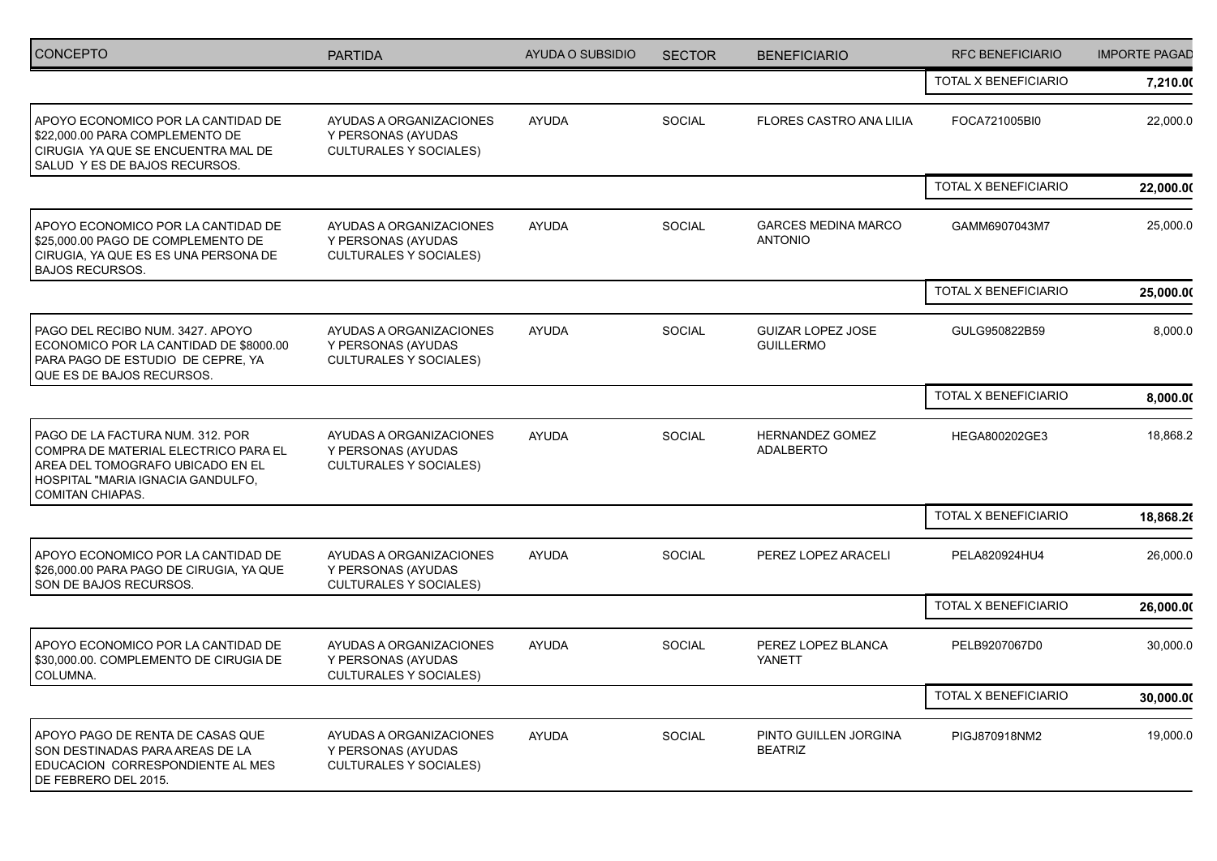| CONCEPTO | PARTIDA | AYUDA O SUBSIDIO | SECTOR | BENEFICIARIO | RFC BENEFICIARIO | IMPORTE PAGAD |
| --- | --- | --- | --- | --- | --- | --- |
| | | | | | TOTAL X BENEFICIARIO | **7,210.0** |
| APOYO ECONOMICO POR LA CANTIDAD DE $22,000.00 PARA COMPLEMENTO DE CIRUGIA YA QUE SE ENCUENTRA MAL DE SALUD Y ES DE BAJOS RECURSOS. | AYUDAS A ORGANIZACIONES Y PERSONAS (AYUDAS CULTURALES Y SOCIALES) | AYUDA | SOCIAL | FLORES CASTRO ANA LILIA | FOCA721005BI0 | 22,000.0 |
| | | | | | TOTAL X BENEFICIARIO | **22,000.0** |
| APOYO ECONOMICO POR LA CANTIDAD DE $25,000.00 PAGO DE COMPLEMENTO DE CIRUGIA, YA QUE ES ES UNA PERSONA DE BAJOS RECURSOS. | AYUDAS A ORGANIZACIONES Y PERSONAS (AYUDAS CULTURALES Y SOCIALES) | AYUDA | SOCIAL | GARCES MEDINA MARCO ANTONIO | GAMM6907043M7 | 25,000.0 |
| | | | | | TOTAL X BENEFICIARIO | **25,000.0** |
| PAGO DEL RECIBO NUM. 3427. APOYO ECONOMICO POR LA CANTIDAD DE $8000.00 PARA PAGO DE ESTUDIO DE CEPRE, YA QUE ES DE BAJOS RECURSOS. | AYUDAS A ORGANIZACIONES Y PERSONAS (AYUDAS CULTURALES Y SOCIALES) | AYUDA | SOCIAL | GUIZAR LOPEZ JOSE GUILLERMO | GULG950822B59 | 8,000.0 |
| | | | | | TOTAL X BENEFICIARIO | **8,000.0** |
| PAGO DE LA FACTURA NUM. 312. POR COMPRA DE MATERIAL ELECTRICO PARA EL AREA DEL TOMOGRAFO UBICADO EN EL HOSPITAL "MARIA IGNACIA GANDULFO, COMITAN CHIAPAS. | AYUDAS A ORGANIZACIONES Y PERSONAS (AYUDAS CULTURALES Y SOCIALES) | AYUDA | SOCIAL | HERNANDEZ GOMEZ ADALBERTO | HEGA800202GE3 | 18,868.2 |
| | | | | | TOTAL X BENEFICIARIO | **18,868.2** |
| APOYO ECONOMICO POR LA CANTIDAD DE $26,000.00 PARA PAGO DE CIRUGIA, YA QUE SON DE BAJOS RECURSOS. | AYUDAS A ORGANIZACIONES Y PERSONAS (AYUDAS CULTURALES Y SOCIALES) | AYUDA | SOCIAL | PEREZ LOPEZ ARACELI | PELA820924HU4 | 26,000.0 |
| | | | | | TOTAL X BENEFICIARIO | **26,000.0** |
| APOYO ECONOMICO POR LA CANTIDAD DE $30,000.00. COMPLEMENTO DE CIRUGIA DE COLUMNA. | AYUDAS A ORGANIZACIONES Y PERSONAS (AYUDAS CULTURALES Y SOCIALES) | AYUDA | SOCIAL | PEREZ LOPEZ BLANCA YANETT | PELB9207067D0 | 30,000.0 |
| | | | | | TOTAL X BENEFICIARIO | **30,000.0** |
| APOYO PAGO DE RENTA DE CASAS QUE SON DESTINADAS PARA AREAS DE LA EDUCACION CORRESPONDIENTE AL MES DE FEBRERO DEL 2015. | AYUDAS A ORGANIZACIONES Y PERSONAS (AYUDAS CULTURALES Y SOCIALES) | AYUDA | SOCIAL | PINTO GUILLEN JORGINA BEATRIZ | PIGJ870918NM2 | 19,000.0 |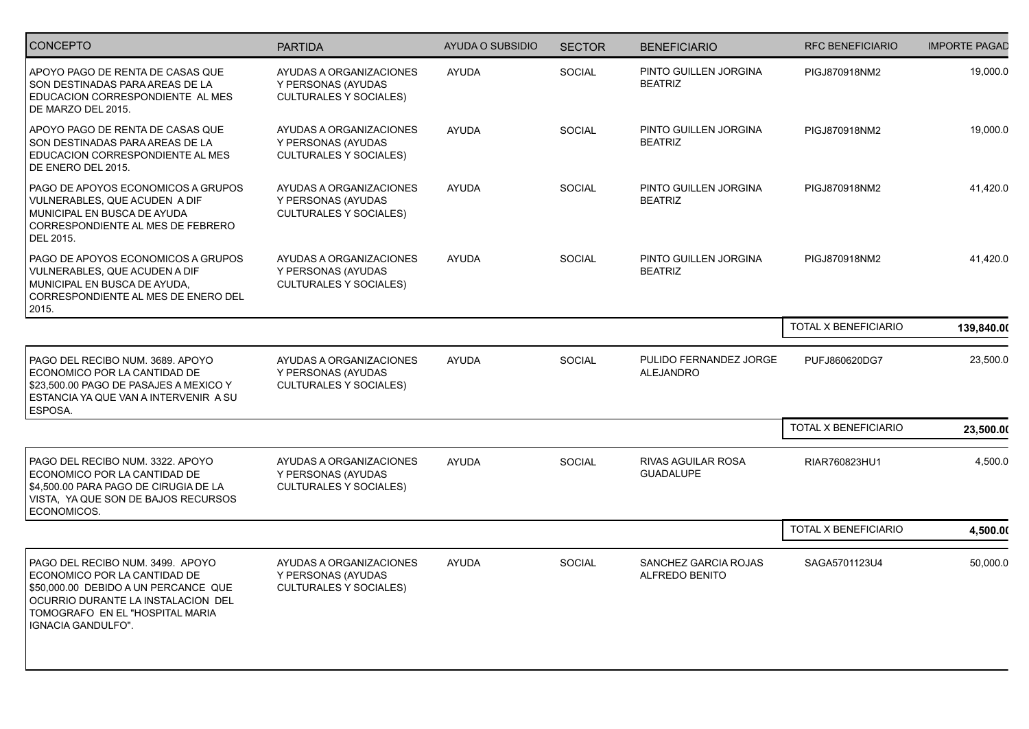| CONCEPTO | PARTIDA | AYUDA O SUBSIDIO | SECTOR | BENEFICIARIO | RFC BENEFICIARIO | IMPORTE PAGAD |
|---|---|---|---|---|---|---|
| APOYO PAGO DE RENTA DE CASAS QUE SON DESTINADAS PARA AREAS DE LA EDUCACION CORRESPONDIENTE AL MES DE MARZO DEL 2015. | AYUDAS A ORGANIZACIONES Y PERSONAS (AYUDAS CULTURALES Y SOCIALES) | AYUDA | SOCIAL | PINTO GUILLEN JORGINA BEATRIZ | PIGJ870918NM2 | 19,000.0 |
| APOYO PAGO DE RENTA DE CASAS QUE SON DESTINADAS PARA AREAS DE LA EDUCACION CORRESPONDIENTE AL MES DE ENERO DEL 2015. | AYUDAS A ORGANIZACIONES Y PERSONAS (AYUDAS CULTURALES Y SOCIALES) | AYUDA | SOCIAL | PINTO GUILLEN JORGINA BEATRIZ | PIGJ870918NM2 | 19,000.0 |
| PAGO DE APOYOS ECONOMICOS A GRUPOS VULNERABLES, QUE ACUDEN A DIF MUNICIPAL EN BUSCA DE AYUDA CORRESPONDIENTE AL MES DE FEBRERO DEL 2015. | AYUDAS A ORGANIZACIONES Y PERSONAS (AYUDAS CULTURALES Y SOCIALES) | AYUDA | SOCIAL | PINTO GUILLEN JORGINA BEATRIZ | PIGJ870918NM2 | 41,420.0 |
| PAGO DE APOYOS ECONOMICOS A GRUPOS VULNERABLES, QUE ACUDEN A DIF MUNICIPAL EN BUSCA DE AYUDA, CORRESPONDIENTE AL MES DE ENERO DEL 2015. | AYUDAS A ORGANIZACIONES Y PERSONAS (AYUDAS CULTURALES Y SOCIALES) | AYUDA | SOCIAL | PINTO GUILLEN JORGINA BEATRIZ | PIGJ870918NM2 | 41,420.0 |
| | | | | | TOTAL X BENEFICIARIO | **139,840.0** |
| PAGO DEL RECIBO NUM. 3689. APOYO ECONOMICO POR LA CANTIDAD DE $23,500.00 PAGO DE PASAJES A MEXICO Y ESTANCIA YA QUE VAN A INTERVENIR A SU ESPOSA. | AYUDAS A ORGANIZACIONES Y PERSONAS (AYUDAS CULTURALES Y SOCIALES) | AYUDA | SOCIAL | PULIDO FERNANDEZ JORGE ALEJANDRO | PUFJ860620DG7 | 23,500.0 |
| | | | | | TOTAL X BENEFICIARIO | **23,500.0** |
| PAGO DEL RECIBO NUM. 3322. APOYO ECONOMICO POR LA CANTIDAD DE $4,500.00 PARA PAGO DE CIRUGIA DE LA VISTA, YA QUE SON DE BAJOS RECURSOS ECONOMICOS. | AYUDAS A ORGANIZACIONES Y PERSONAS (AYUDAS CULTURALES Y SOCIALES) | AYUDA | SOCIAL | RIVAS AGUILAR ROSA GUADALUPE | RIAR760823HU1 | 4,500.0 |
| | | | | | TOTAL X BENEFICIARIO | **4,500.0** |
| PAGO DEL RECIBO NUM. 3499. APOYO ECONOMICO POR LA CANTIDAD DE $50,000.00 DEBIDO A UN PERCANCE QUE OCURRIO DURANTE LA INSTALACION DEL TOMOGRAFO EN EL "HOSPITAL MARIA IGNACIA GANDULFO". | AYUDAS A ORGANIZACIONES Y PERSONAS (AYUDAS CULTURALES Y SOCIALES) | AYUDA | SOCIAL | SANCHEZ GARCIA ROJAS ALFREDO BENITO | SAGA5701123U4 | 50,000.0 |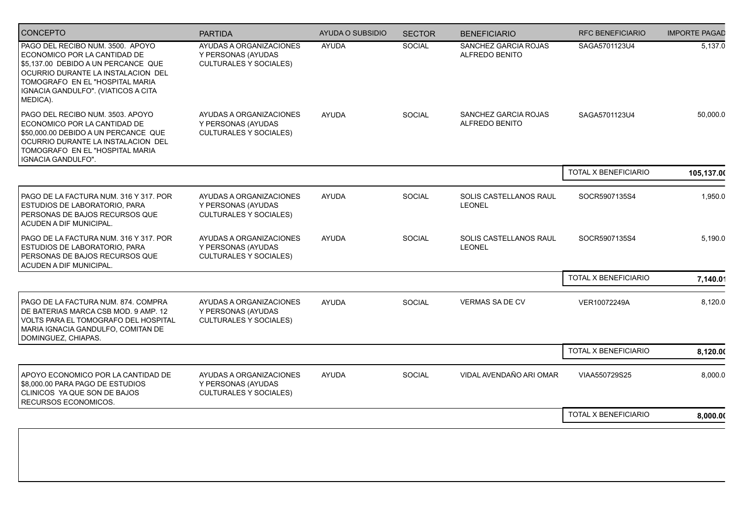| CONCEPTO | PARTIDA | AYUDA O SUBSIDIO | SECTOR | BENEFICIARIO | RFC BENEFICIARIO | IMPORTE PAGAD |
|---|---|---|---|---|---|---|
| PAGO DEL RECIBO NUM. 3500. APOYO ECONOMICO POR LA CANTIDAD DE $5,137.00 DEBIDO A UN PERCANCE QUE OCURRIO DURANTE LA INSTALACION DEL TOMOGRAFO EN EL "HOSPITAL MARIA IGNACIA GANDULFO". (VIATICOS A CITA MEDICA). | AYUDAS A ORGANIZACIONES Y PERSONAS (AYUDAS CULTURALES Y SOCIALES) | AYUDA | SOCIAL | SANCHEZ GARCIA ROJAS ALFREDO BENITO | SAGA5701123U4 | 5,137.0 |
| PAGO DEL RECIBO NUM. 3503. APOYO ECONOMICO POR LA CANTIDAD DE $50,000.00 DEBIDO A UN PERCANCE QUE OCURRIO DURANTE LA INSTALACION DEL TOMOGRAFO EN EL "HOSPITAL MARIA IGNACIA GANDULFO". | AYUDAS A ORGANIZACIONES Y PERSONAS (AYUDAS CULTURALES Y SOCIALES) | AYUDA | SOCIAL | SANCHEZ GARCIA ROJAS ALFREDO BENITO | SAGA5701123U4 | 50,000.0 |
| | | | | | TOTAL X BENEFICIARIO | **105,137.0** |
| PAGO DE LA FACTURA NUM. 316 Y 317. POR ESTUDIOS DE LABORATORIO, PARA PERSONAS DE BAJOS RECURSOS QUE ACUDEN A DIF MUNICIPAL. | AYUDAS A ORGANIZACIONES Y PERSONAS (AYUDAS CULTURALES Y SOCIALES) | AYUDA | SOCIAL | SOLIS CASTELLANOS RAUL LEONEL | SOCR5907135S4 | 1,950.0 |
| PAGO DE LA FACTURA NUM. 316 Y 317. POR ESTUDIOS DE LABORATORIO, PARA PERSONAS DE BAJOS RECURSOS QUE ACUDEN A DIF MUNICIPAL. | AYUDAS A ORGANIZACIONES Y PERSONAS (AYUDAS CULTURALES Y SOCIALES) | AYUDA | SOCIAL | SOLIS CASTELLANOS RAUL LEONEL | SOCR5907135S4 | 5,190.0 |
| | | | | | TOTAL X BENEFICIARIO | **7,140.0** |
| PAGO DE LA FACTURA NUM. 874. COMPRA DE BATERIAS MARCA CSB MOD. 9 AMP. 12 VOLTS PARA EL TOMOGRAFO DEL HOSPITAL MARIA IGNACIA GANDULFO, COMITAN DE DOMINGUEZ, CHIAPAS. | AYUDAS A ORGANIZACIONES Y PERSONAS (AYUDAS CULTURALES Y SOCIALES) | AYUDA | SOCIAL | VERMAS SA DE CV | VER10072249A | 8,120.0 |
| | | | | | TOTAL X BENEFICIARIO | **8,120.0** |
| APOYO ECONOMICO POR LA CANTIDAD DE $8,000.00 PARA PAGO DE ESTUDIOS CLINICOS YA QUE SON DE BAJOS RECURSOS ECONOMICOS. | AYUDAS A ORGANIZACIONES Y PERSONAS (AYUDAS CULTURALES Y SOCIALES) | AYUDA | SOCIAL | VIDAL AVENDAÑO ARI OMAR | VIAA550729S25 | 8,000.0 |
| | | | | | TOTAL X BENEFICIARIO | **8,000.0** |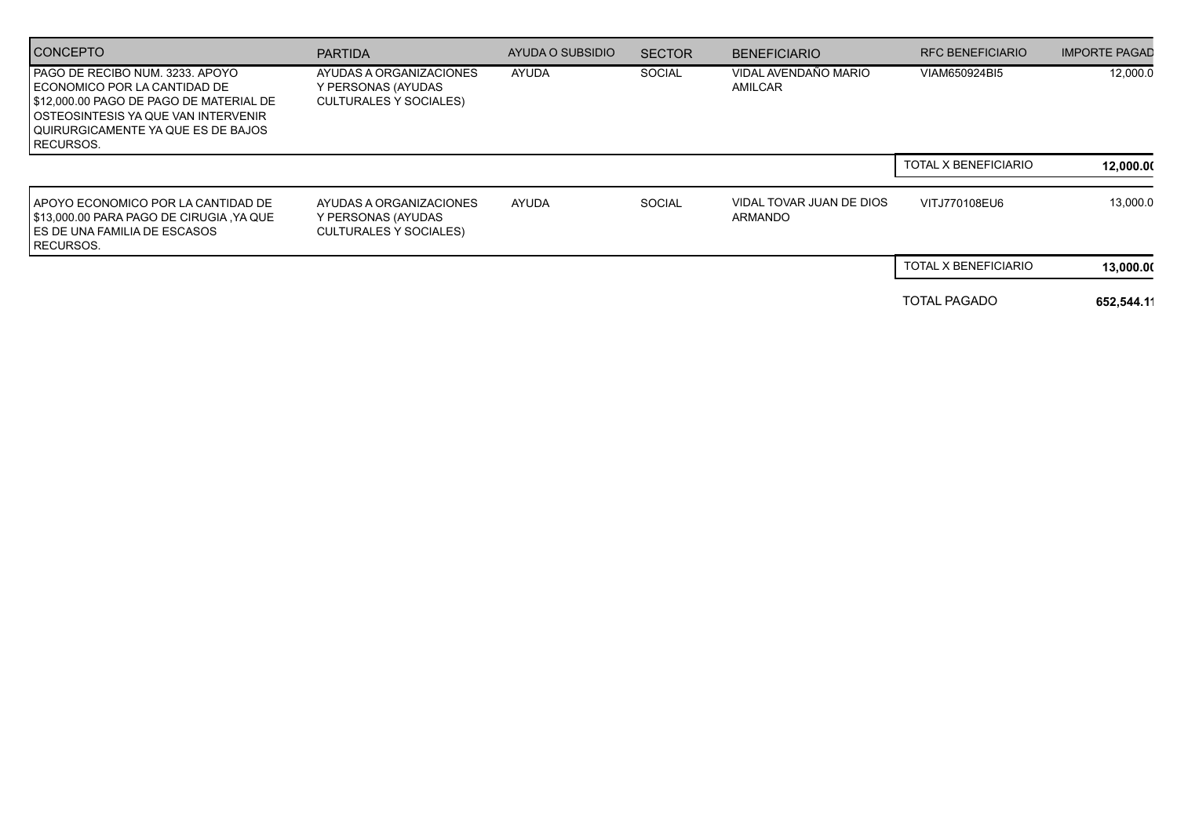| CONCEPTO | PARTIDA | AYUDA O SUBSIDIO | SECTOR | BENEFICIARIO | RFC BENEFICIARIO | IMPORTE PAGAD |
|---|---|---|---|---|---|---|
| PAGO DE RECIBO NUM. 3233. APOYO ECONOMICO POR LA CANTIDAD DE $12,000.00 PAGO DE PAGO DE MATERIAL DE OSTEOSINTESIS YA QUE VAN INTERVENIR QUIRURGICAMENTE YA QUE ES DE BAJOS RECURSOS. | AYUDAS A ORGANIZACIONES Y PERSONAS (AYUDAS CULTURALES Y SOCIALES) | AYUDA | SOCIAL | VIDAL AVENDAÑO MARIO AMILCAR | VIAM650924BI5 | 12,000.0 |
| | | | | | TOTAL X BENEFICIARIO | **12,000.00** |
| APOYO ECONOMICO POR LA CANTIDAD DE $13,000.00 PARA PAGO DE CIRUGIA ,YA QUE ES DE UNA FAMILIA DE ESCASOS RECURSOS. | AYUDAS A ORGANIZACIONES Y PERSONAS (AYUDAS CULTURALES Y SOCIALES) | AYUDA | SOCIAL | VIDAL TOVAR JUAN DE DIOS ARMANDO | VITJ770108EU6 | 13,000.0 |
| | | | | | TOTAL X BENEFICIARIO | **13,000.00** |
| | | | | | TOTAL PAGADO | **652,544.1** |